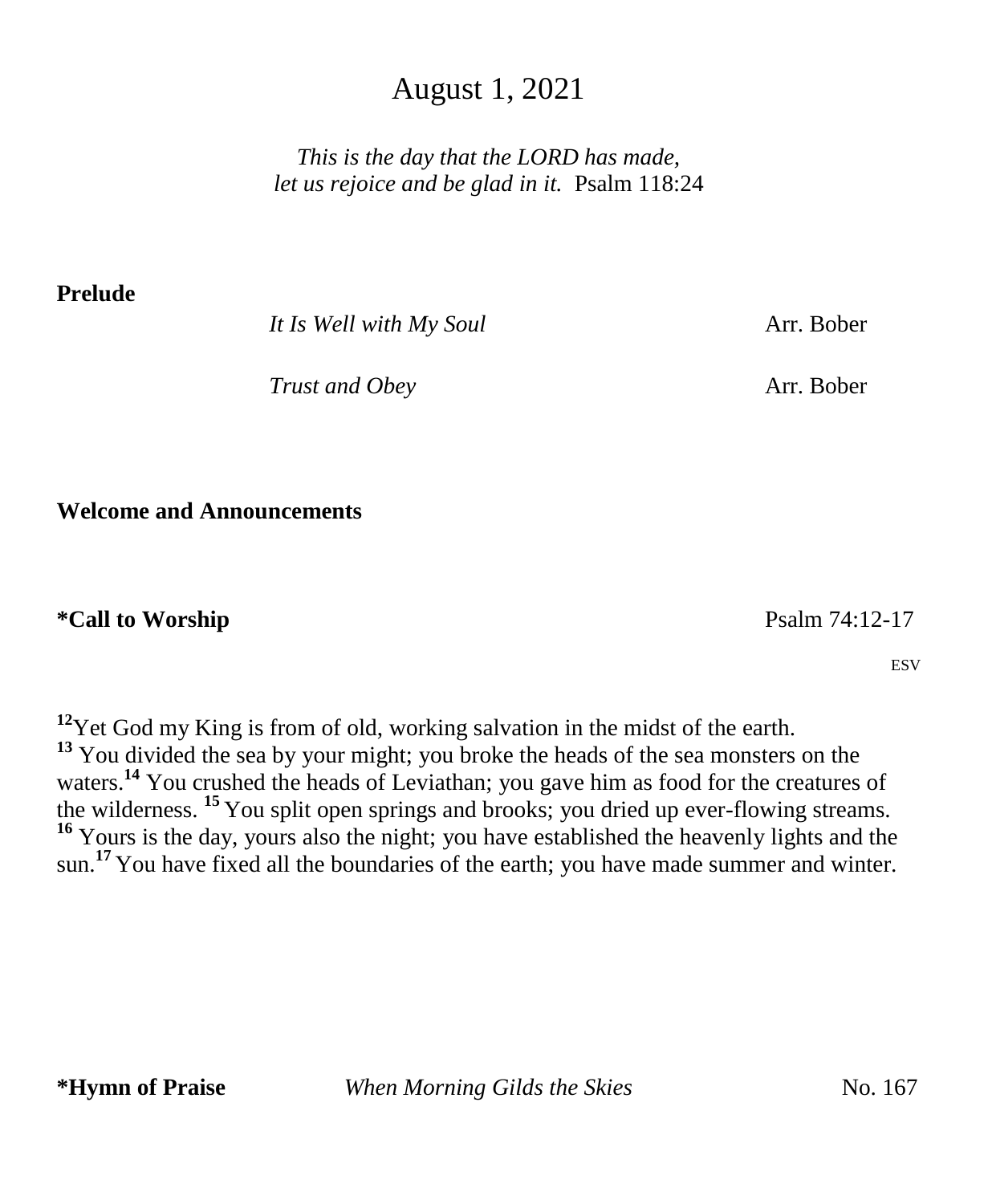# August 1, 2021

*This is the day that the LORD has made,*
*let us rejoice and be glad in it.* Psalm 118:24

**Prelude**

*It Is Well with My Soul* Arr. Bober

*Trust and Obey* Arr. Bober

**Welcome and Announcements**

**\*Call to Worship** Psalm 74:12-17

ESV

[12]Yet God my King is from of old, working salvation in the midst of the earth. [13] You divided the sea by your might; you broke the heads of the sea monsters on the waters.[14] You crushed the heads of Leviathan; you gave him as food for the creatures of the wilderness. [15] You split open springs and brooks; you dried up ever-flowing streams. [16] Yours is the day, yours also the night; you have established the heavenly lights and the sun.[17] You have fixed all the boundaries of the earth; you have made summer and winter.

**\*Hymn of Praise** *When Morning Gilds the Skies* No. 167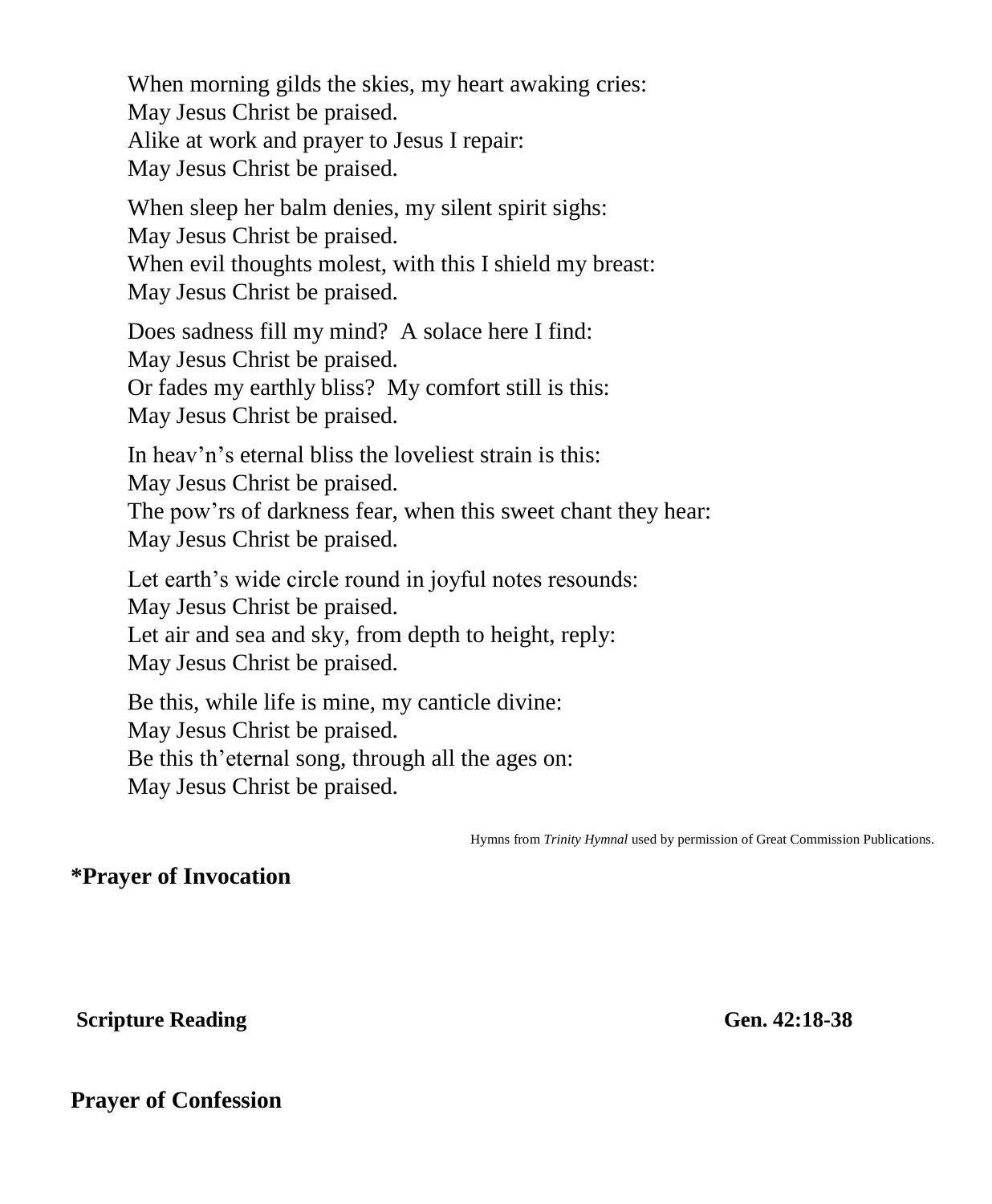When morning gilds the skies, my heart awaking cries:
May Jesus Christ be praised.
Alike at work and prayer to Jesus I repair:
May Jesus Christ be praised.

When sleep her balm denies, my silent spirit sighs:
May Jesus Christ be praised.
When evil thoughts molest, with this I shield my breast:
May Jesus Christ be praised.

Does sadness fill my mind?  A solace here I find:
May Jesus Christ be praised.
Or fades my earthly bliss?  My comfort still is this:
May Jesus Christ be praised.

In heav'n's eternal bliss the loveliest strain is this:
May Jesus Christ be praised.
The pow'rs of darkness fear, when this sweet chant they hear:
May Jesus Christ be praised.

Let earth's wide circle round in joyful notes resounds:
May Jesus Christ be praised.
Let air and sea and sky, from depth to height, reply:
May Jesus Christ be praised.

Be this, while life is mine, my canticle divine:
May Jesus Christ be praised.
Be this th'eternal song, through all the ages on:
May Jesus Christ be praised.

Hymns from *Trinity Hymnal* used by permission of Great Commission Publications.

**\*Prayer of Invocation**

**Scripture Reading** **Gen. 42:18-38**

**Prayer of Confession**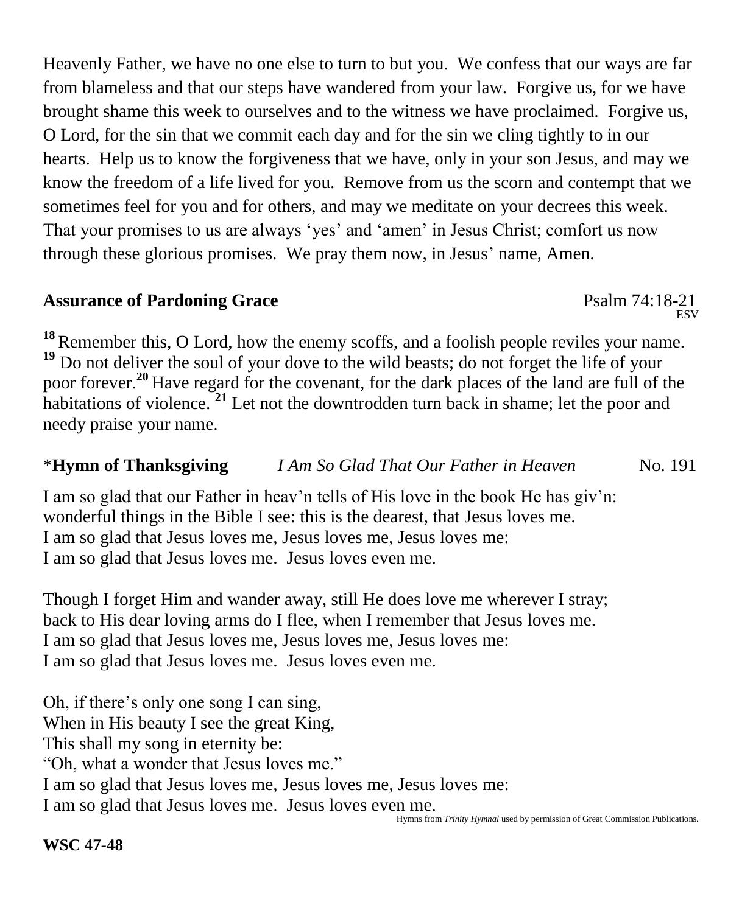Heavenly Father, we have no one else to turn to but you. We confess that our ways are far from blameless and that our steps have wandered from your law. Forgive us, for we have brought shame this week to ourselves and to the witness we have proclaimed. Forgive us, O Lord, for the sin that we commit each day and for the sin we cling tightly to in our hearts. Help us to know the forgiveness that we have, only in your son Jesus, and may we know the freedom of a life lived for you. Remove from us the scorn and contempt that we sometimes feel for you and for others, and may we meditate on your decrees this week. That your promises to us are always 'yes' and 'amen' in Jesus Christ; comfort us now through these glorious promises. We pray them now, in Jesus' name, Amen.

**Assurance of Pardoning Grace** Psalm 74:18-21 ESV

[18] Remember this, O Lord, how the enemy scoffs, and a foolish people reviles your name. [19] Do not deliver the soul of your dove to the wild beasts; do not forget the life of your poor forever.[20] Have regard for the covenant, for the dark places of the land are full of the habitations of violence. [21] Let not the downtrodden turn back in shame; let the poor and needy praise your name.

*__Hymn of Thanksgiving__ *I Am So Glad That Our Father in Heaven* No. 191

I am so glad that our Father in heav'n tells of His love in the book He has giv'n:
wonderful things in the Bible I see: this is the dearest, that Jesus loves me.
I am so glad that Jesus loves me, Jesus loves me, Jesus loves me:
I am so glad that Jesus loves me. Jesus loves even me.

Though I forget Him and wander away, still He does love me wherever I stray;
back to His dear loving arms do I flee, when I remember that Jesus loves me.
I am so glad that Jesus loves me, Jesus loves me, Jesus loves me:
I am so glad that Jesus loves me. Jesus loves even me.

Oh, if there's only one song I can sing,
When in His beauty I see the great King,
This shall my song in eternity be:
"Oh, what a wonder that Jesus loves me."
I am so glad that Jesus loves me, Jesus loves me, Jesus loves me:
I am so glad that Jesus loves me. Jesus loves even me.

Hymns from *Trinity Hymnal* used by permission of Great Commission Publications.

**WSC 47-48**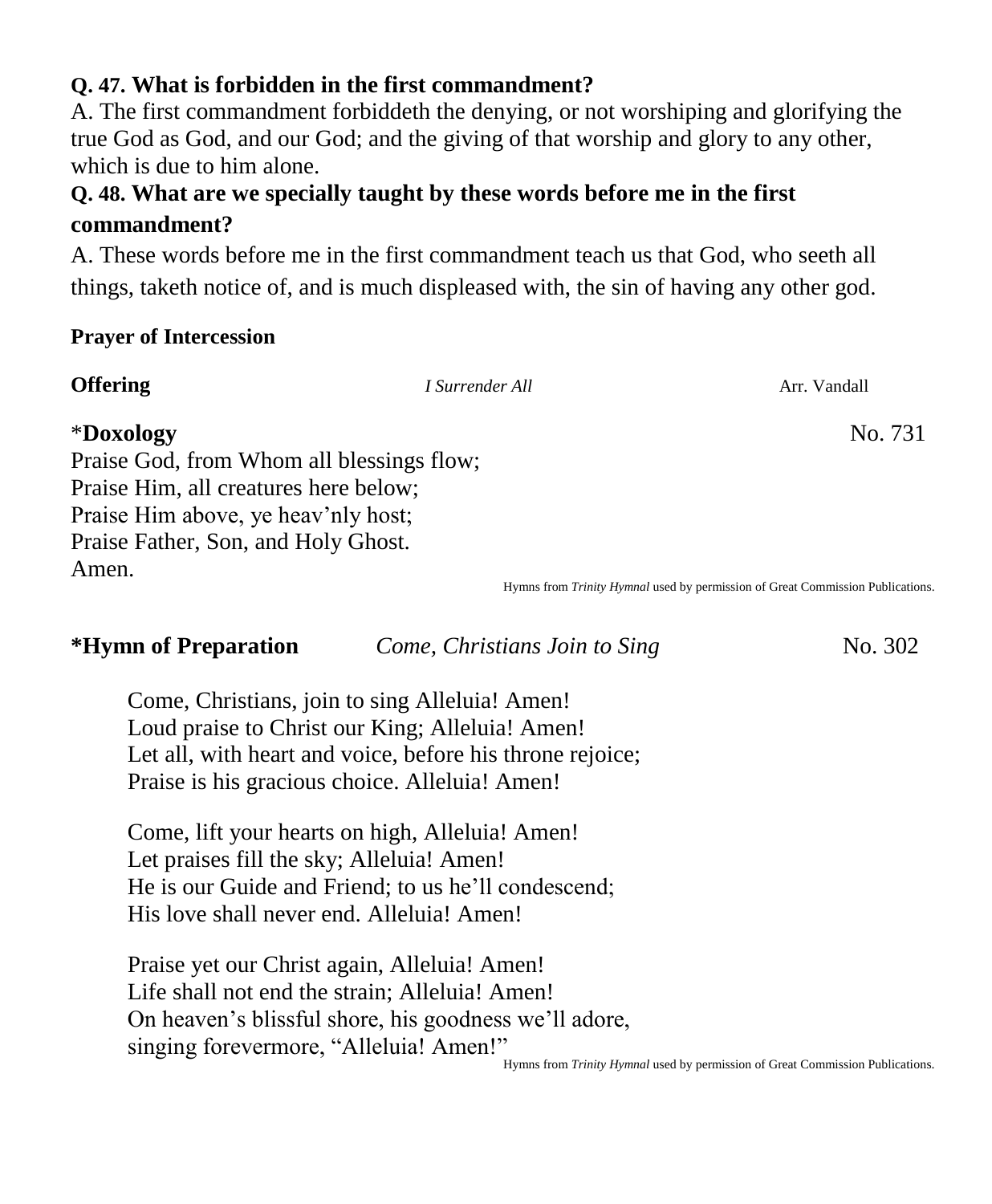**Q. 47. What is forbidden in the first commandment?**

A. The first commandment forbiddeth the denying, or not worshiping and glorifying the true God as God, and our God; and the giving of that worship and glory to any other, which is due to him alone.

**Q. 48. What are we specially taught by these words before me in the first commandment?**

A. These words before me in the first commandment teach us that God, who seeth all things, taketh notice of, and is much displeased with, the sin of having any other god.

**Prayer of Intercession**

**Offering** *I Surrender All* Arr. Vandall

*__Doxology__ No. 731

Praise God, from Whom all blessings flow;
Praise Him, all creatures here below;
Praise Him above, ye heav'nly host;
Praise Father, Son, and Holy Ghost.
Amen.

Hymns from *Trinity Hymnal* used by permission of Great Commission Publications.

**\*Hymn of Preparation** *Come, Christians Join to Sing* No. 302

Come, Christians, join to sing Alleluia! Amen!
Loud praise to Christ our King; Alleluia! Amen!
Let all, with heart and voice, before his throne rejoice;
Praise is his gracious choice. Alleluia! Amen!

Come, lift your hearts on high, Alleluia! Amen!
Let praises fill the sky; Alleluia! Amen!
He is our Guide and Friend; to us he'll condescend;
His love shall never end. Alleluia! Amen!

Praise yet our Christ again, Alleluia! Amen!
Life shall not end the strain; Alleluia! Amen!
On heaven's blissful shore, his goodness we'll adore,
singing forevermore, "Alleluia! Amen!"

Hymns from *Trinity Hymnal* used by permission of Great Commission Publications.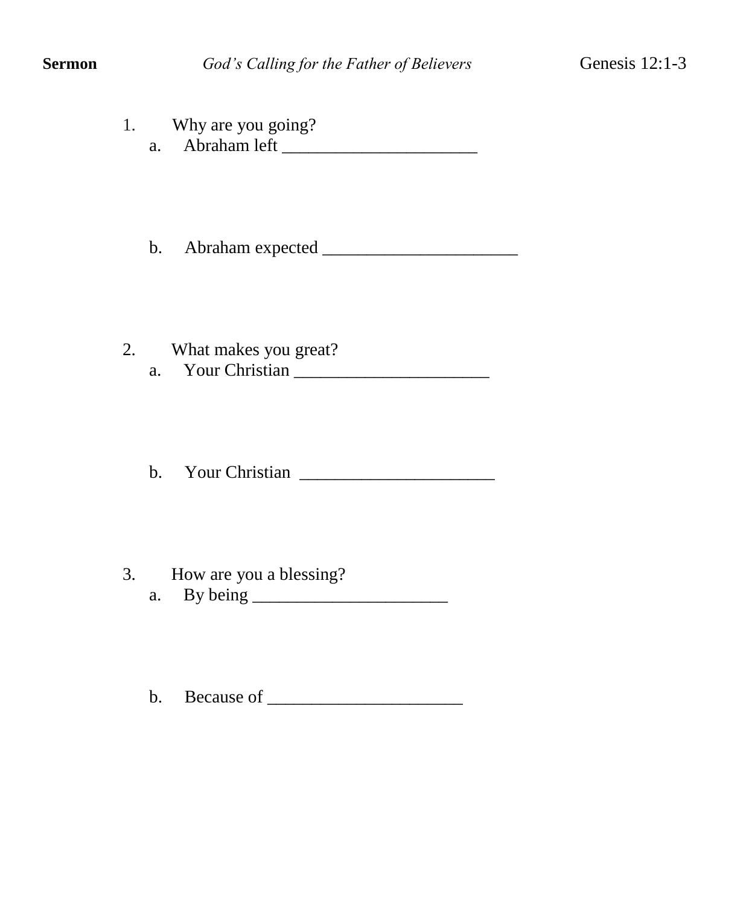**Sermon** *God's Calling for the Father of Believers* Genesis 12:1-3

1. Why are you going?
   a. Abraham left ______________________

   b. Abraham expected ______________________

2. What makes you great?
   a. Your Christian ______________________

   b. Your Christian ______________________

3. How are you a blessing?
   a. By being ______________________

   b. Because of ______________________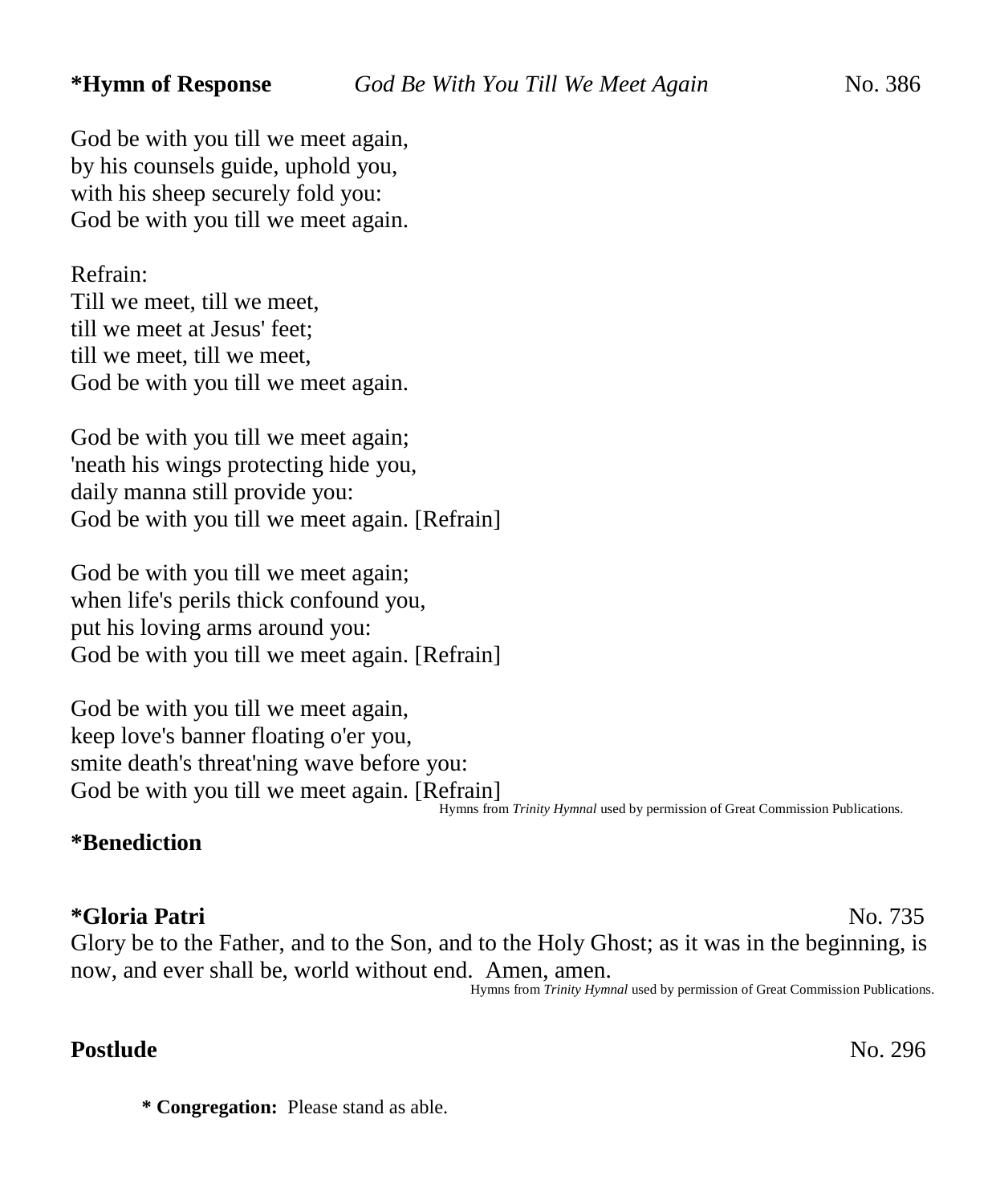**\*Hymn of Response** *God Be With You Till We Meet Again* No. 386

God be with you till we meet again,
by his counsels guide, uphold you,
with his sheep securely fold you:
God be with you till we meet again.

Refrain:
Till we meet, till we meet,
till we meet at Jesus' feet;
till we meet, till we meet,
God be with you till we meet again.

God be with you till we meet again;
'neath his wings protecting hide you,
daily manna still provide you:
God be with you till we meet again. [Refrain]

God be with you till we meet again;
when life's perils thick confound you,
put his loving arms around you:
God be with you till we meet again. [Refrain]

God be with you till we meet again,
keep love's banner floating o'er you,
smite death's threat'ning wave before you:
God be with you till we meet again. [Refrain]

Hymns from *Trinity Hymnal* used by permission of Great Commission Publications.

**\*Benediction**

**\*Gloria Patri** No. 735

Glory be to the Father, and to the Son, and to the Holy Ghost; as it was in the beginning, is now, and ever shall be, world without end. Amen, amen.

Hymns from *Trinity Hymnal* used by permission of Great Commission Publications.

**Postlude** No. 296

**\* Congregation:** Please stand as able.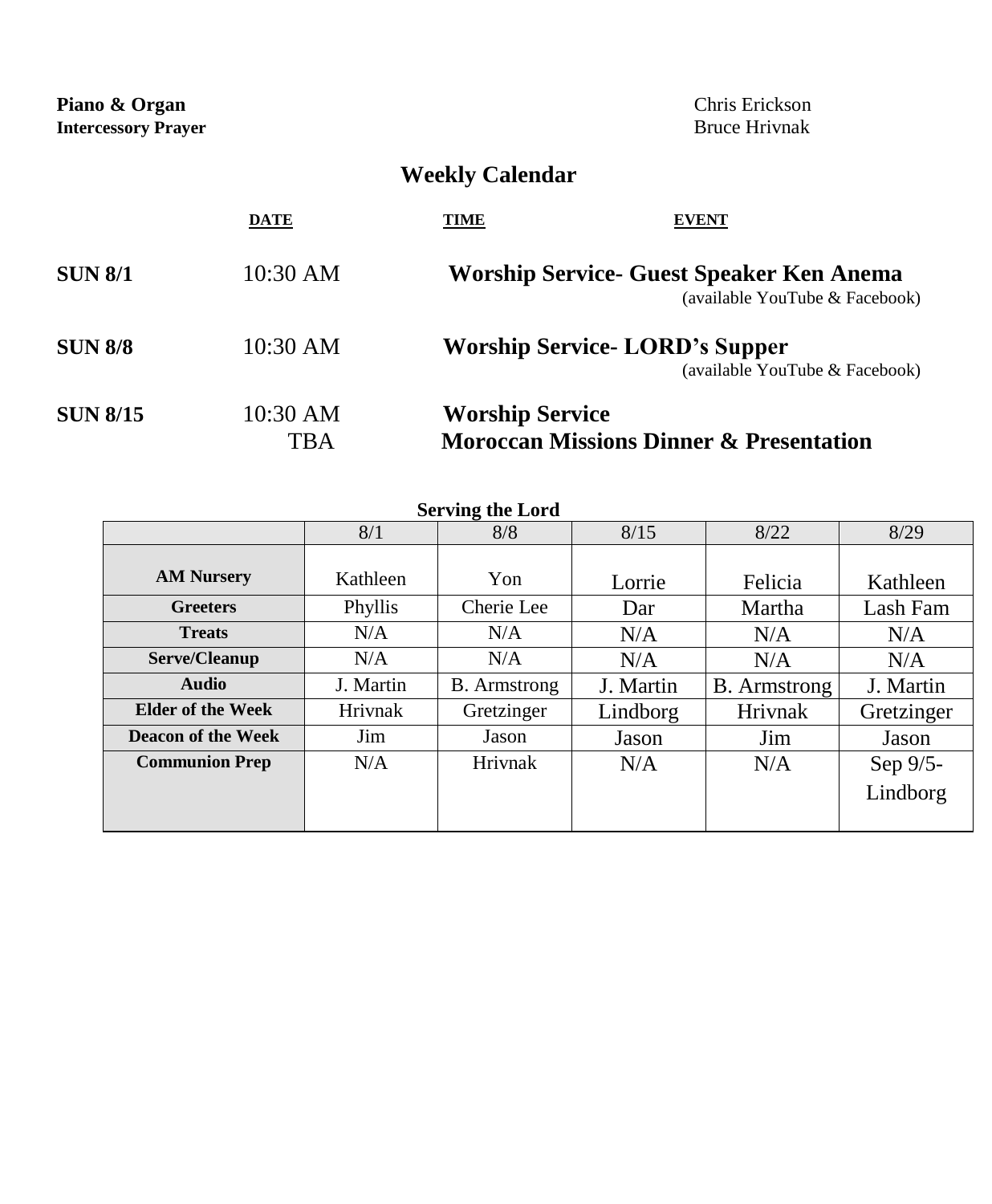**Piano & Organ** Chris Erickson
**Intercessory Prayer** Bruce Hrivnak

## Weekly Calendar

| DATE | TIME | EVENT |
|---|---|---|
| **SUN 8/1** | 10:30 AM | **Worship Service- Guest Speaker Ken Anema** (available YouTube & Facebook) |
| **SUN 8/8** | 10:30 AM | **Worship Service- LORD's Supper** (available YouTube & Facebook) |
| **SUN 8/15** | 10:30 AM | **Worship Service** |
| | TBA | **Moroccan Missions Dinner & Presentation** |

**Serving the Lord**

| | 8/1 | 8/8 | 8/15 | 8/22 | 8/29 |
|---|---|---|---|---|---|
| **AM Nursery** | Kathleen | Yon | Lorrie | Felicia | Kathleen |
| **Greeters** | Phyllis | Cherie Lee | Dar | Martha | Lash Fam |
| **Treats** | N/A | N/A | N/A | N/A | N/A |
| **Serve/Cleanup** | N/A | N/A | N/A | N/A | N/A |
| **Audio** | J. Martin | B. Armstrong | J. Martin | B. Armstrong | J. Martin |
| **Elder of the Week** | Hrivnak | Gretzinger | Lindborg | Hrivnak | Gretzinger |
| **Deacon of the Week** | Jim | Jason | Jason | Jim | Jason |
| **Communion Prep** | N/A | Hrivnak | N/A | N/A | Sep 9/5- Lindborg |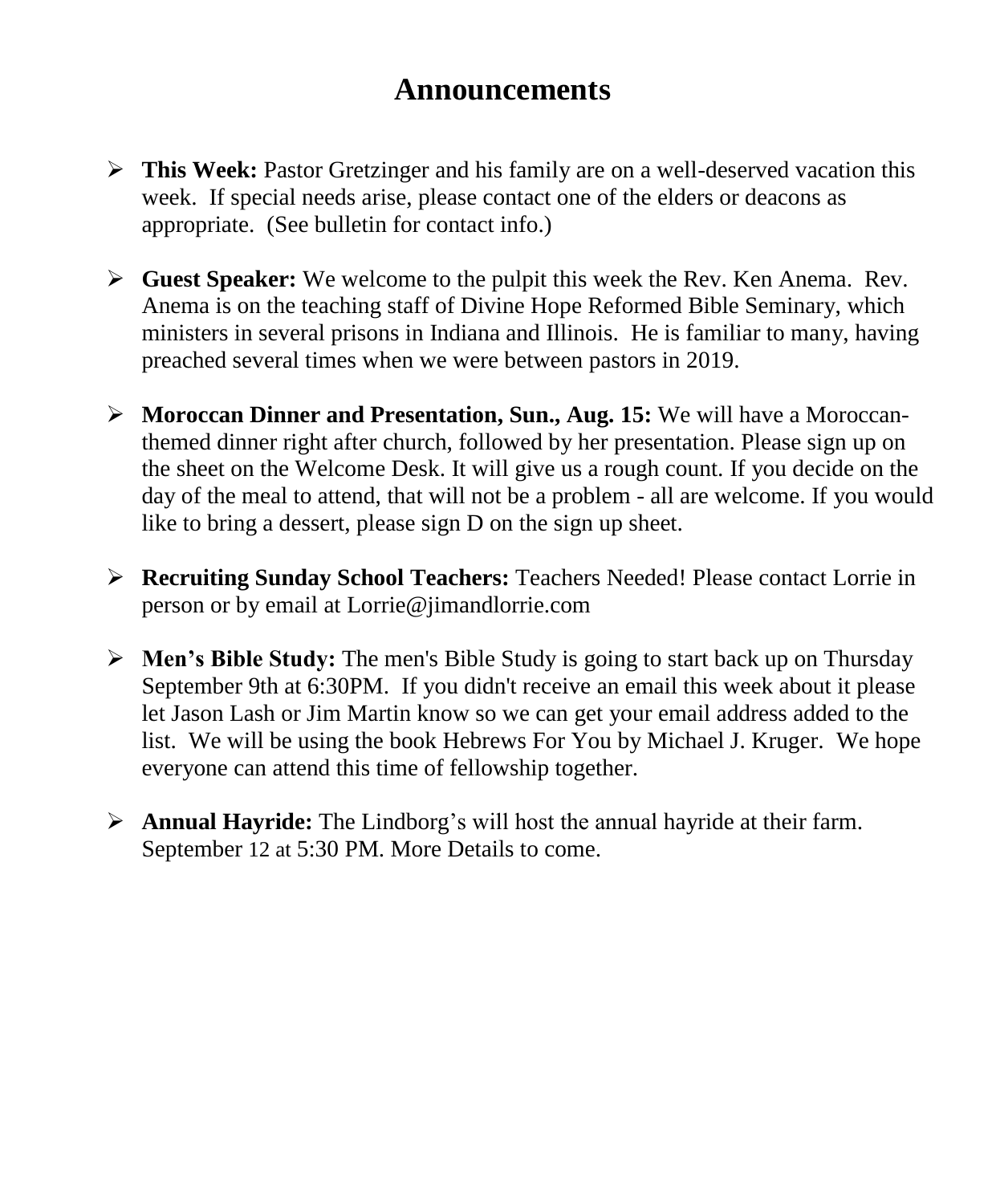# Announcements

- **This Week:** Pastor Gretzinger and his family are on a well-deserved vacation this week. If special needs arise, please contact one of the elders or deacons as appropriate. (See bulletin for contact info.)

- **Guest Speaker:** We welcome to the pulpit this week the Rev. Ken Anema. Rev. Anema is on the teaching staff of Divine Hope Reformed Bible Seminary, which ministers in several prisons in Indiana and Illinois. He is familiar to many, having preached several times when we were between pastors in 2019.

- **Moroccan Dinner and Presentation, Sun., Aug. 15:** We will have a Moroccan-themed dinner right after church, followed by her presentation. Please sign up on the sheet on the Welcome Desk. It will give us a rough count. If you decide on the day of the meal to attend, that will not be a problem - all are welcome. If you would like to bring a dessert, please sign D on the sign up sheet.

- **Recruiting Sunday School Teachers:** Teachers Needed! Please contact Lorrie in person or by email at Lorrie@jimandlorrie.com

- **Men's Bible Study:** The men's Bible Study is going to start back up on Thursday September 9th at 6:30PM. If you didn't receive an email this week about it please let Jason Lash or Jim Martin know so we can get your email address added to the list. We will be using the book Hebrews For You by Michael J. Kruger. We hope everyone can attend this time of fellowship together.

- **Annual Hayride:** The Lindborg's will host the annual hayride at their farm. September 12 at 5:30 PM. More Details to come.